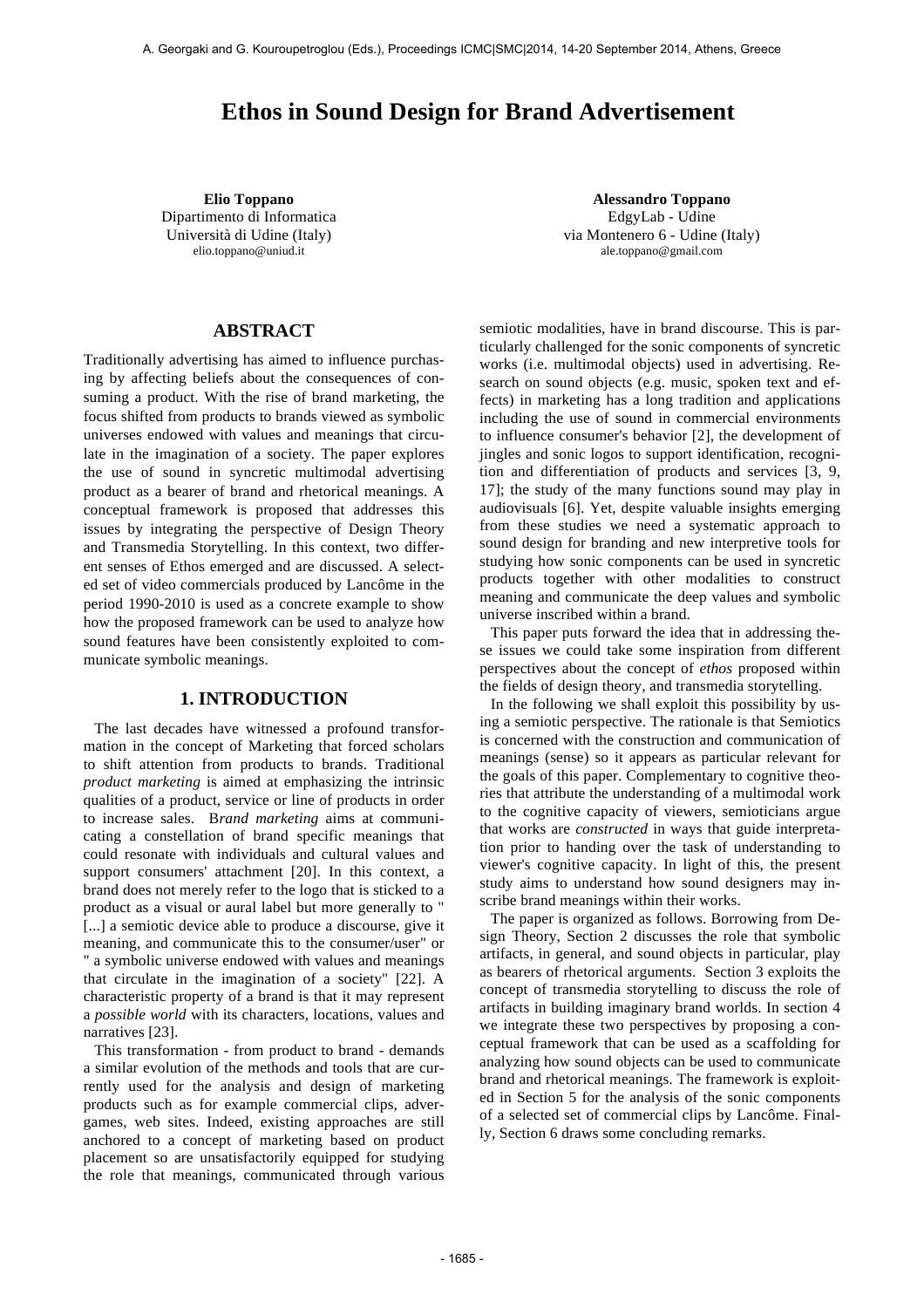# Ethos in Sound Design for Brand Advertisement

**Elio Toppano**
Dipartimento di Informatica
Università di Udine (Italy)
elio.toppano@uniud.it

**Alessandro Toppano**
EdgyLab - Udine
via Montenero 6 - Udine (Italy)
ale.toppano@gmail.com

## ABSTRACT

Traditionally advertising has aimed to influence purchasing by affecting beliefs about the consequences of consuming a product. With the rise of brand marketing, the focus shifted from products to brands viewed as symbolic universes endowed with values and meanings that circulate in the imagination of a society. The paper explores the use of sound in syncretic multimodal advertising product as a bearer of brand and rhetorical meanings. A conceptual framework is proposed that addresses this issues by integrating the perspective of Design Theory and Transmedia Storytelling. In this context, two different senses of Ethos emerged and are discussed. A selected set of video commercials produced by Lancôme in the period 1990-2010 is used as a concrete example to show how the proposed framework can be used to analyze how sound features have been consistently exploited to communicate symbolic meanings.

## 1. INTRODUCTION

The last decades have witnessed a profound transformation in the concept of Marketing that forced scholars to shift attention from products to brands. Traditional *product marketing* is aimed at emphasizing the intrinsic qualities of a product, service or line of products in order to increase sales. B*rand marketing* aims at communicating a constellation of brand specific meanings that could resonate with individuals and cultural values and support consumers' attachment [20]. In this context, a brand does not merely refer to the logo that is sticked to a product as a visual or aural label but more generally to " [...] a semiotic device able to produce a discourse, give it meaning, and communicate this to the consumer/user" or " a symbolic universe endowed with values and meanings that circulate in the imagination of a society" [22]. A characteristic property of a brand is that it may represent a *possible world* with its characters, locations, values and narratives [23].

This transformation - from product to brand - demands a similar evolution of the methods and tools that are currently used for the analysis and design of marketing products such as for example commercial clips, advergames, web sites. Indeed, existing approaches are still anchored to a concept of marketing based on product placement so are unsatisfactorily equipped for studying the role that meanings, communicated through various semiotic modalities, have in brand discourse. This is particularly challenged for the sonic components of syncretic works (i.e. multimodal objects) used in advertising. Research on sound objects (e.g. music, spoken text and effects) in marketing has a long tradition and applications including the use of sound in commercial environments to influence consumer's behavior [2], the development of jingles and sonic logos to support identification, recognition and differentiation of products and services [3, 9, 17]; the study of the many functions sound may play in audiovisuals [6]. Yet, despite valuable insights emerging from these studies we need a systematic approach to sound design for branding and new interpretive tools for studying how sonic components can be used in syncretic products together with other modalities to construct meaning and communicate the deep values and symbolic universe inscribed within a brand.

This paper puts forward the idea that in addressing these issues we could take some inspiration from different perspectives about the concept of *ethos* proposed within the fields of design theory, and transmedia storytelling.

In the following we shall exploit this possibility by using a semiotic perspective. The rationale is that Semiotics is concerned with the construction and communication of meanings (sense) so it appears as particular relevant for the goals of this paper. Complementary to cognitive theories that attribute the understanding of a multimodal work to the cognitive capacity of viewers, semioticians argue that works are *constructed* in ways that guide interpretation prior to handing over the task of understanding to viewer's cognitive capacity. In light of this, the present study aims to understand how sound designers may inscribe brand meanings within their works.

The paper is organized as follows. Borrowing from Design Theory, Section 2 discusses the role that symbolic artifacts, in general, and sound objects in particular, play as bearers of rhetorical arguments. Section 3 exploits the concept of transmedia storytelling to discuss the role of artifacts in building imaginary brand worlds. In section 4 we integrate these two perspectives by proposing a conceptual framework that can be used as a scaffolding for analyzing how sound objects can be used to communicate brand and rhetorical meanings. The framework is exploited in Section 5 for the analysis of the sonic components of a selected set of commercial clips by Lancôme. Finally, Section 6 draws some concluding remarks.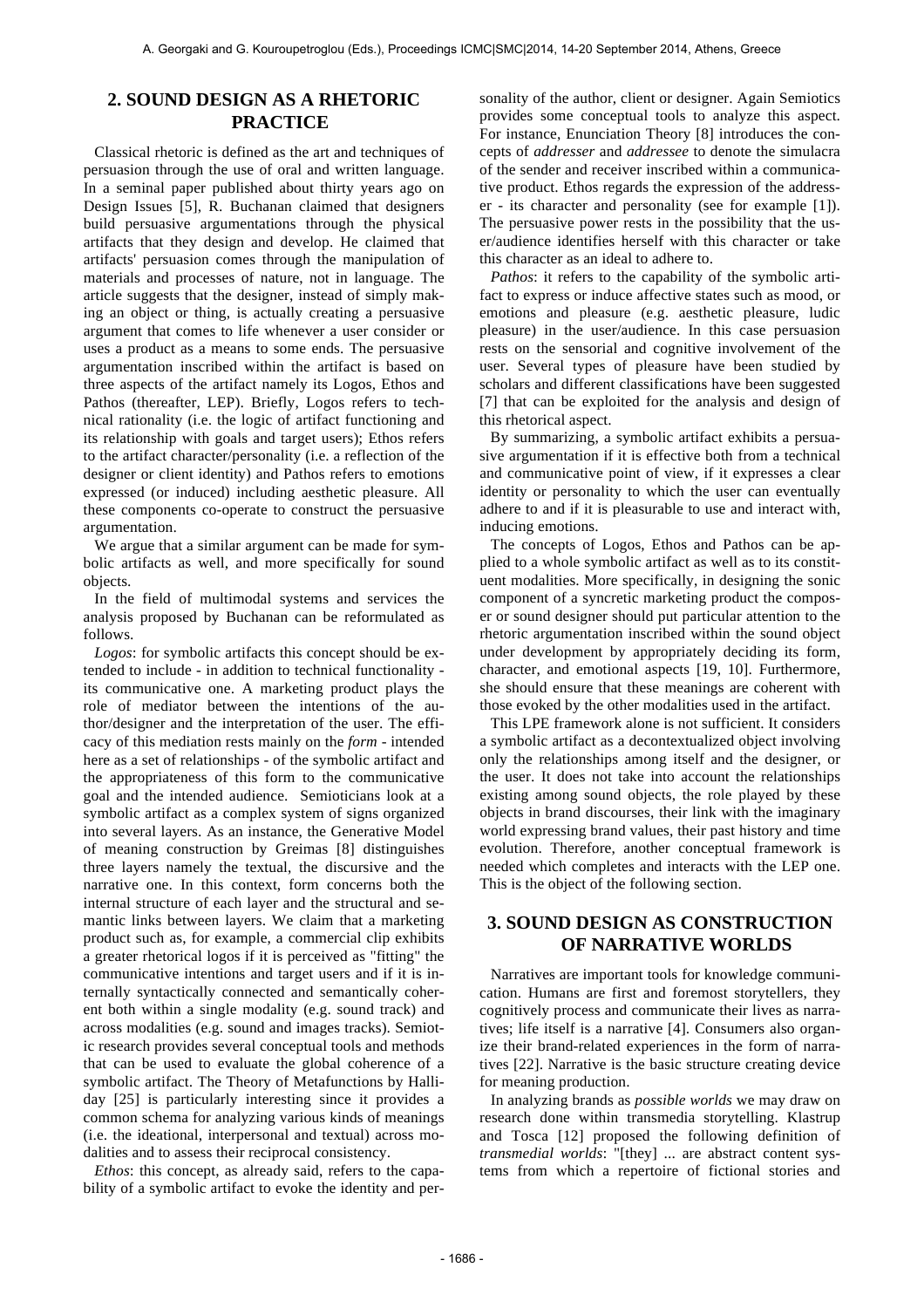## 2. SOUND DESIGN AS A RHETORIC PRACTICE

Classical rhetoric is defined as the art and techniques of persuasion through the use of oral and written language. In a seminal paper published about thirty years ago on Design Issues [5], R. Buchanan claimed that designers build persuasive argumentations through the physical artifacts that they design and develop. He claimed that artifacts' persuasion comes through the manipulation of materials and processes of nature, not in language. The article suggests that the designer, instead of simply making an object or thing, is actually creating a persuasive argument that comes to life whenever a user consider or uses a product as a means to some ends. The persuasive argumentation inscribed within the artifact is based on three aspects of the artifact namely its Logos, Ethos and Pathos (thereafter, LEP). Briefly, Logos refers to technical rationality (i.e. the logic of artifact functioning and its relationship with goals and target users); Ethos refers to the artifact character/personality (i.e. a reflection of the designer or client identity) and Pathos refers to emotions expressed (or induced) including aesthetic pleasure. All these components co-operate to construct the persuasive argumentation.

We argue that a similar argument can be made for symbolic artifacts as well, and more specifically for sound objects.

In the field of multimodal systems and services the analysis proposed by Buchanan can be reformulated as follows.

*Logos*: for symbolic artifacts this concept should be extended to include - in addition to technical functionality - its communicative one. A marketing product plays the role of mediator between the intentions of the author/designer and the interpretation of the user. The efficacy of this mediation rests mainly on the *form* - intended here as a set of relationships - of the symbolic artifact and the appropriateness of this form to the communicative goal and the intended audience. Semioticians look at a symbolic artifact as a complex system of signs organized into several layers. As an instance, the Generative Model of meaning construction by Greimas [8] distinguishes three layers namely the textual, the discursive and the narrative one. In this context, form concerns both the internal structure of each layer and the structural and semantic links between layers. We claim that a marketing product such as, for example, a commercial clip exhibits a greater rhetorical logos if it is perceived as "fitting" the communicative intentions and target users and if it is internally syntactically connected and semantically coherent both within a single modality (e.g. sound track) and across modalities (e.g. sound and images tracks). Semiotic research provides several conceptual tools and methods that can be used to evaluate the global coherence of a symbolic artifact. The Theory of Metafunctions by Halliday [25] is particularly interesting since it provides a common schema for analyzing various kinds of meanings (i.e. the ideational, interpersonal and textual) across modalities and to assess their reciprocal consistency.

*Ethos*: this concept, as already said, refers to the capability of a symbolic artifact to evoke the identity and personality of the author, client or designer. Again Semiotics provides some conceptual tools to analyze this aspect. For instance, Enunciation Theory [8] introduces the concepts of *addresser* and *addressee* to denote the simulacra of the sender and receiver inscribed within a communicative product. Ethos regards the expression of the addresser - its character and personality (see for example [1]). The persuasive power rests in the possibility that the user/audience identifies herself with this character or take this character as an ideal to adhere to.

*Pathos*: it refers to the capability of the symbolic artifact to express or induce affective states such as mood, or emotions and pleasure (e.g. aesthetic pleasure, ludic pleasure) in the user/audience. In this case persuasion rests on the sensorial and cognitive involvement of the user. Several types of pleasure have been studied by scholars and different classifications have been suggested [7] that can be exploited for the analysis and design of this rhetorical aspect.

By summarizing, a symbolic artifact exhibits a persuasive argumentation if it is effective both from a technical and communicative point of view, if it expresses a clear identity or personality to which the user can eventually adhere to and if it is pleasurable to use and interact with, inducing emotions.

The concepts of Logos, Ethos and Pathos can be applied to a whole symbolic artifact as well as to its constituent modalities. More specifically, in designing the sonic component of a syncretic marketing product the composer or sound designer should put particular attention to the rhetoric argumentation inscribed within the sound object under development by appropriately deciding its form, character, and emotional aspects [19, 10]. Furthermore, she should ensure that these meanings are coherent with those evoked by the other modalities used in the artifact.

This LPE framework alone is not sufficient. It considers a symbolic artifact as a decontextualized object involving only the relationships among itself and the designer, or the user. It does not take into account the relationships existing among sound objects, the role played by these objects in brand discourses, their link with the imaginary world expressing brand values, their past history and time evolution. Therefore, another conceptual framework is needed which completes and interacts with the LEP one. This is the object of the following section.

## 3. SOUND DESIGN AS CONSTRUCTION OF NARRATIVE WORLDS

Narratives are important tools for knowledge communication. Humans are first and foremost storytellers, they cognitively process and communicate their lives as narratives; life itself is a narrative [4]. Consumers also organize their brand-related experiences in the form of narratives [22]. Narrative is the basic structure creating device for meaning production.

In analyzing brands as *possible worlds* we may draw on research done within transmedia storytelling. Klastrup and Tosca [12] proposed the following definition of *transmedial worlds*: "[they] ... are abstract content systems from which a repertoire of fictional stories and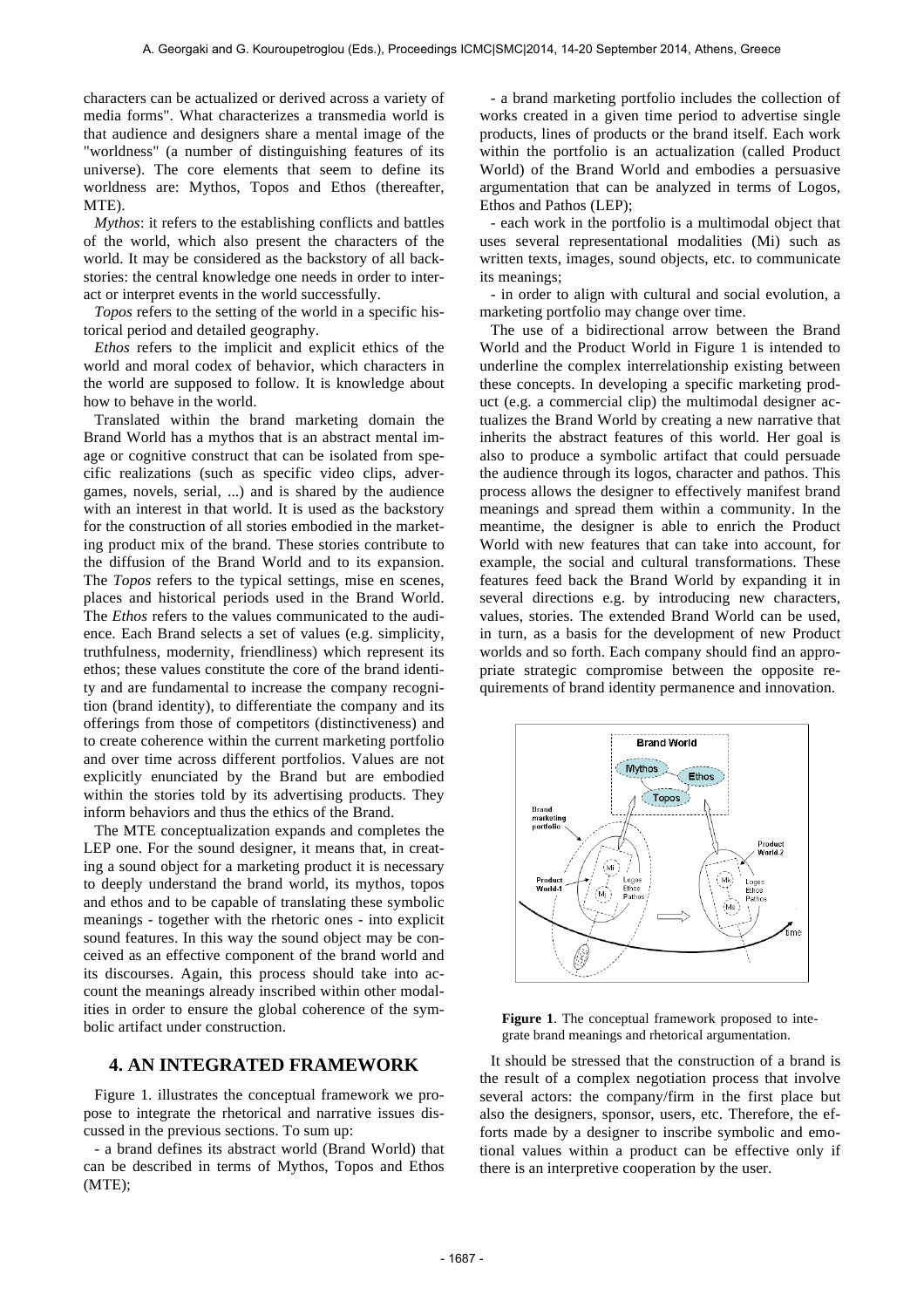characters can be actualized or derived across a variety of media forms". What characterizes a transmedia world is that audience and designers share a mental image of the "worldness" (a number of distinguishing features of its universe). The core elements that seem to define its worldness are: Mythos, Topos and Ethos (thereafter, MTE).

*Mythos*: it refers to the establishing conflicts and battles of the world, which also present the characters of the world. It may be considered as the backstory of all backstories: the central knowledge one needs in order to interact or interpret events in the world successfully.

*Topos* refers to the setting of the world in a specific historical period and detailed geography.

*Ethos* refers to the implicit and explicit ethics of the world and moral codex of behavior, which characters in the world are supposed to follow. It is knowledge about how to behave in the world.

Translated within the brand marketing domain the Brand World has a mythos that is an abstract mental image or cognitive construct that can be isolated from specific realizations (such as specific video clips, advergames, novels, serial, ...) and is shared by the audience with an interest in that world. It is used as the backstory for the construction of all stories embodied in the marketing product mix of the brand. These stories contribute to the diffusion of the Brand World and to its expansion. The *Topos* refers to the typical settings, mise en scenes, places and historical periods used in the Brand World. The *Ethos* refers to the values communicated to the audience. Each Brand selects a set of values (e.g. simplicity, truthfulness, modernity, friendliness) which represent its ethos; these values constitute the core of the brand identity and are fundamental to increase the company recognition (brand identity), to differentiate the company and its offerings from those of competitors (distinctiveness) and to create coherence within the current marketing portfolio and over time across different portfolios. Values are not explicitly enunciated by the Brand but are embodied within the stories told by its advertising products. They inform behaviors and thus the ethics of the Brand.

The MTE conceptualization expands and completes the LEP one. For the sound designer, it means that, in creating a sound object for a marketing product it is necessary to deeply understand the brand world, its mythos, topos and ethos and to be capable of translating these symbolic meanings - together with the rhetoric ones - into explicit sound features. In this way the sound object may be conceived as an effective component of the brand world and its discourses. Again, this process should take into account the meanings already inscribed within other modalities in order to ensure the global coherence of the symbolic artifact under construction.

## 4. AN INTEGRATED FRAMEWORK

Figure 1. illustrates the conceptual framework we propose to integrate the rhetorical and narrative issues discussed in the previous sections. To sum up:

- a brand defines its abstract world (Brand World) that can be described in terms of Mythos, Topos and Ethos (MTE);
- a brand marketing portfolio includes the collection of works created in a given time period to advertise single products, lines of products or the brand itself. Each work within the portfolio is an actualization (called Product World) of the Brand World and embodies a persuasive argumentation that can be analyzed in terms of Logos, Ethos and Pathos (LEP);
- each work in the portfolio is a multimodal object that uses several representational modalities (Mi) such as written texts, images, sound objects, etc. to communicate its meanings;
- in order to align with cultural and social evolution, a marketing portfolio may change over time.

The use of a bidirectional arrow between the Brand World and the Product World in Figure 1 is intended to underline the complex interrelationship existing between these concepts. In developing a specific marketing product (e.g. a commercial clip) the multimodal designer actualizes the Brand World by creating a new narrative that inherits the abstract features of this world. Her goal is also to produce a symbolic artifact that could persuade the audience through its logos, character and pathos. This process allows the designer to effectively manifest brand meanings and spread them within a community. In the meantime, the designer is able to enrich the Product World with new features that can take into account, for example, the social and cultural transformations. These features feed back the Brand World by expanding it in several directions e.g. by introducing new characters, values, stories. The extended Brand World can be used, in turn, as a basis for the development of new Product worlds and so forth. Each company should find an appropriate strategic compromise between the opposite requirements of brand identity permanence and innovation.

**Figure 1**. The conceptual framework proposed to integrate brand meanings and rhetorical argumentation.

It should be stressed that the construction of a brand is the result of a complex negotiation process that involve several actors: the company/firm in the first place but also the designers, sponsor, users, etc. Therefore, the efforts made by a designer to inscribe symbolic and emotional values within a product can be effective only if there is an interpretive cooperation by the user.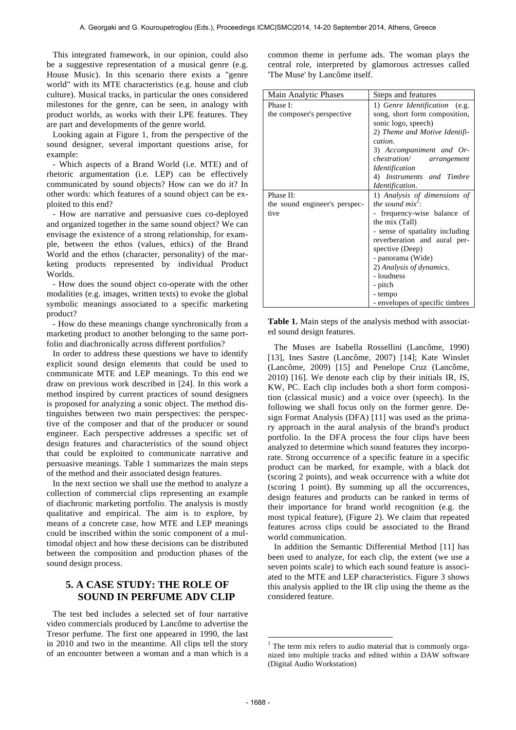This integrated framework, in our opinion, could also be a suggestive representation of a musical genre (e.g. House Music). In this scenario there exists a "genre world" with its MTE characteristics (e.g. house and club culture). Musical tracks, in particular the ones considered milestones for the genre, can be seen, in analogy with product worlds, as works with their LPE features. They are part and developments of the genre world.

Looking again at Figure 1, from the perspective of the sound designer, several important questions arise, for example:

- Which aspects of a Brand World (i.e. MTE) and of rhetoric argumentation (i.e. LEP) can be effectively communicated by sound objects? How can we do it? In other words: which features of a sound object can be exploited to this end?

- How are narrative and persuasive cues co-deployed and organized together in the same sound object? We can envisage the existence of a strong relationship, for example, between the ethos (values, ethics) of the Brand World and the ethos (character, personality) of the marketing products represented by individual Product Worlds.

- How does the sound object co-operate with the other modalities (e.g. images, written texts) to evoke the global symbolic meanings associated to a specific marketing product?

- How do these meanings change synchronically from a marketing product to another belonging to the same portfolio and diachronically across different portfolios?

In order to address these questions we have to identify explicit sound design elements that could be used to communicate MTE and LEP meanings. To this end we draw on previous work described in [24]. In this work a method inspired by current practices of sound designers is proposed for analyzing a sonic object. The method distinguishes between two main perspectives: the perspective of the composer and that of the producer or sound engineer. Each perspective addresses a specific set of design features and characteristics of the sound object that could be exploited to communicate narrative and persuasive meanings. Table 1 summarizes the main steps of the method and their associated design features.

In the next section we shall use the method to analyze a collection of commercial clips representing an example of diachronic marketing portfolio. The analysis is mostly qualitative and empirical. The aim is to explore, by means of a concrete case, how MTE and LEP meanings could be inscribed within the sonic component of a multimodal object and how these decisions can be distributed between the composition and production phases of the sound design process.

## 5. A CASE STUDY: THE ROLE OF SOUND IN PERFUME ADV CLIP

The test bed includes a selected set of four narrative video commercials produced by Lancôme to advertise the Tresor perfume. The first one appeared in 1990, the last in 2010 and two in the meantime. All clips tell the story of an encounter between a woman and a man which is a common theme in perfume ads. The woman plays the central role, interpreted by glamorous actresses called 'The Muse' by Lancôme itself.

| Main Analytic Phases | Steps and features |
|---|---|
| Phase I: the composer's perspective | 1) *Genre Identification* (e.g. song, short form composition, sonic logo, speech)<br>2) *Theme and Motive Identification.*<br>3) *Accompaniment and Orchestration/ arrangement Identification*<br>4) *Instruments and Timbre Identification.* |
| Phase II: the sound engineer's perspective | 1) *Analysis of dimensions of the sound mix*[1]:<br>- frequency-wise balance of the mix (Tall)<br>- sense of spatiality including reverberation and aural perspective (Deep)<br>- panorama (Wide)<br>2) *Analysis of dynamics.*<br>- loudness<br>- pitch<br>- tempo<br>- envelopes of specific timbres |

**Table 1.** Main steps of the analysis method with associated sound design features.

The Muses are Isabella Rossellini (Lancôme, 1990) [13], Ines Sastre (Lancôme, 2007) [14]; Kate Winslet (Lancôme, 2009) [15] and Penelope Cruz (Lancôme, 2010) [16]. We denote each clip by their initials IR, IS, KW, PC. Each clip includes both a short form composition (classical music) and a voice over (speech). In the following we shall focus only on the former genre. Design Format Analysis (DFA) [11] was used as the primary approach in the aural analysis of the brand's product portfolio. In the DFA process the four clips have been analyzed to determine which sound features they incorporate. Strong occurrence of a specific feature in a specific product can be marked, for example, with a black dot (scoring 2 points), and weak occurrence with a white dot (scoring 1 point). By summing up all the occurrences, design features and products can be ranked in terms of their importance for brand world recognition (e.g. the most typical feature), (Figure 2). We claim that repeated features across clips could be associated to the Brand world communication.

In addition the Semantic Differential Method [11] has been used to analyze, for each clip, the extent (we use a seven points scale) to which each sound feature is associated to the MTE and LEP characteristics. Figure 3 shows this analysis applied to the IR clip using the theme as the considered feature.

[1] The term mix refers to audio material that is commonly organized into multiple tracks and edited within a DAW software (Digital Audio Workstation)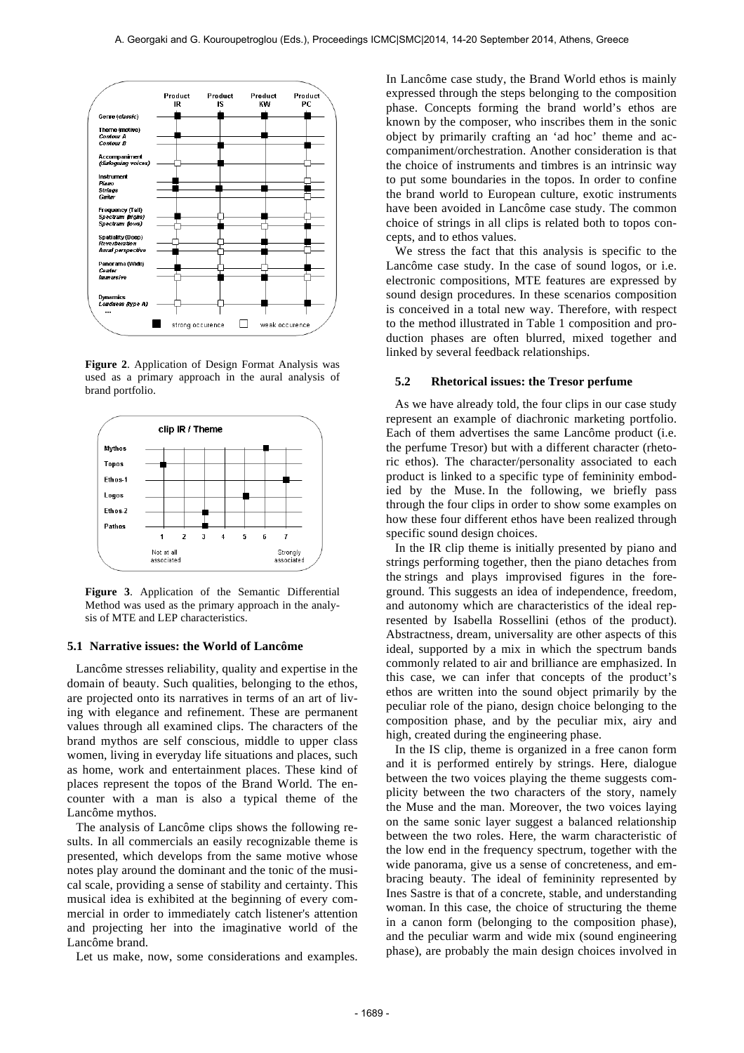Product IR
Product IS
Product KW
Product PC

Genre (classic)
Theme (motive)
Contour A
Contour B
Accompaniment (Dialoguing voices)
Instrument
Piano
Strings
Guitar
Frequency (Tall)
Spectrum (highs)
Spectrum (lows)
Spatiality (Deep)
Reverberation
Aural perspective
Panorama (Wide)
Center
Immersive
Dynamics
Loudness (type A)
...

strong occurence
weak occurence

**Figure 2**. Application of Design Format Analysis was used as a primary approach in the aural analysis of brand portfolio.

clip IR / Theme

Mythos
Topos
Ethos-1
Logos
Ethos-2
Pathos

1 2 3 4 5 6 7

Not at all associated
Strongly associated

**Figure 3**. Application of the Semantic Differential Method was used as the primary approach in the analysis of MTE and LEP characteristics.

### 5.1 Narrative issues: the World of Lancôme

Lancôme stresses reliability, quality and expertise in the domain of beauty. Such qualities, belonging to the ethos, are projected onto its narratives in terms of an art of living with elegance and refinement. These are permanent values through all examined clips. The characters of the brand mythos are self conscious, middle to upper class women, living in everyday life situations and places, such as home, work and entertainment places. These kind of places represent the topos of the Brand World. The encounter with a man is also a typical theme of the Lancôme mythos.

The analysis of Lancôme clips shows the following results. In all commercials an easily recognizable theme is presented, which develops from the same motive whose notes play around the dominant and the tonic of the musical scale, providing a sense of stability and certainty. This musical idea is exhibited at the beginning of every commercial in order to immediately catch listener's attention and projecting her into the imaginative world of the Lancôme brand.

Let us make, now, some considerations and examples. In Lancôme case study, the Brand World ethos is mainly expressed through the steps belonging to the composition phase. Concepts forming the brand world's ethos are known by the composer, who inscribes them in the sonic object by primarily crafting an 'ad hoc' theme and accompaniment/orchestration. Another consideration is that the choice of instruments and timbres is an intrinsic way to put some boundaries in the topos. In order to confine the brand world to European culture, exotic instruments have been avoided in Lancôme case study. The common choice of strings in all clips is related both to topos concepts, and to ethos values.

We stress the fact that this analysis is specific to the Lancôme case study. In the case of sound logos, or i.e. electronic compositions, MTE features are expressed by sound design procedures. In these scenarios composition is conceived in a total new way. Therefore, with respect to the method illustrated in Table 1 composition and production phases are often blurred, mixed together and linked by several feedback relationships.

### 5.2 Rhetorical issues: the Tresor perfume

As we have already told, the four clips in our case study represent an example of diachronic marketing portfolio. Each of them advertises the same Lancôme product (i.e. the perfume Tresor) but with a different character (rhetoric ethos). The character/personality associated to each product is linked to a specific type of femininity embodied by the Muse. In the following, we briefly pass through the four clips in order to show some examples on how these four different ethos have been realized through specific sound design choices.

In the IR clip theme is initially presented by piano and strings performing together, then the piano detaches from the strings and plays improvised figures in the foreground. This suggests an idea of independence, freedom, and autonomy which are characteristics of the ideal represented by Isabella Rossellini (ethos of the product). Abstractness, dream, universality are other aspects of this ideal, supported by a mix in which the spectrum bands commonly related to air and brilliance are emphasized. In this case, we can infer that concepts of the product's ethos are written into the sound object primarily by the peculiar role of the piano, design choice belonging to the composition phase, and by the peculiar mix, airy and high, created during the engineering phase.

In the IS clip, theme is organized in a free canon form and it is performed entirely by strings. Here, dialogue between the two voices playing the theme suggests complicity between the two characters of the story, namely the Muse and the man. Moreover, the two voices laying on the same sonic layer suggest a balanced relationship between the two roles. Here, the warm characteristic of the low end in the frequency spectrum, together with the wide panorama, give us a sense of concreteness, and embracing beauty. The ideal of femininity represented by Ines Sastre is that of a concrete, stable, and understanding woman. In this case, the choice of structuring the theme in a canon form (belonging to the composition phase), and the peculiar warm and wide mix (sound engineering phase), are probably the main design choices involved in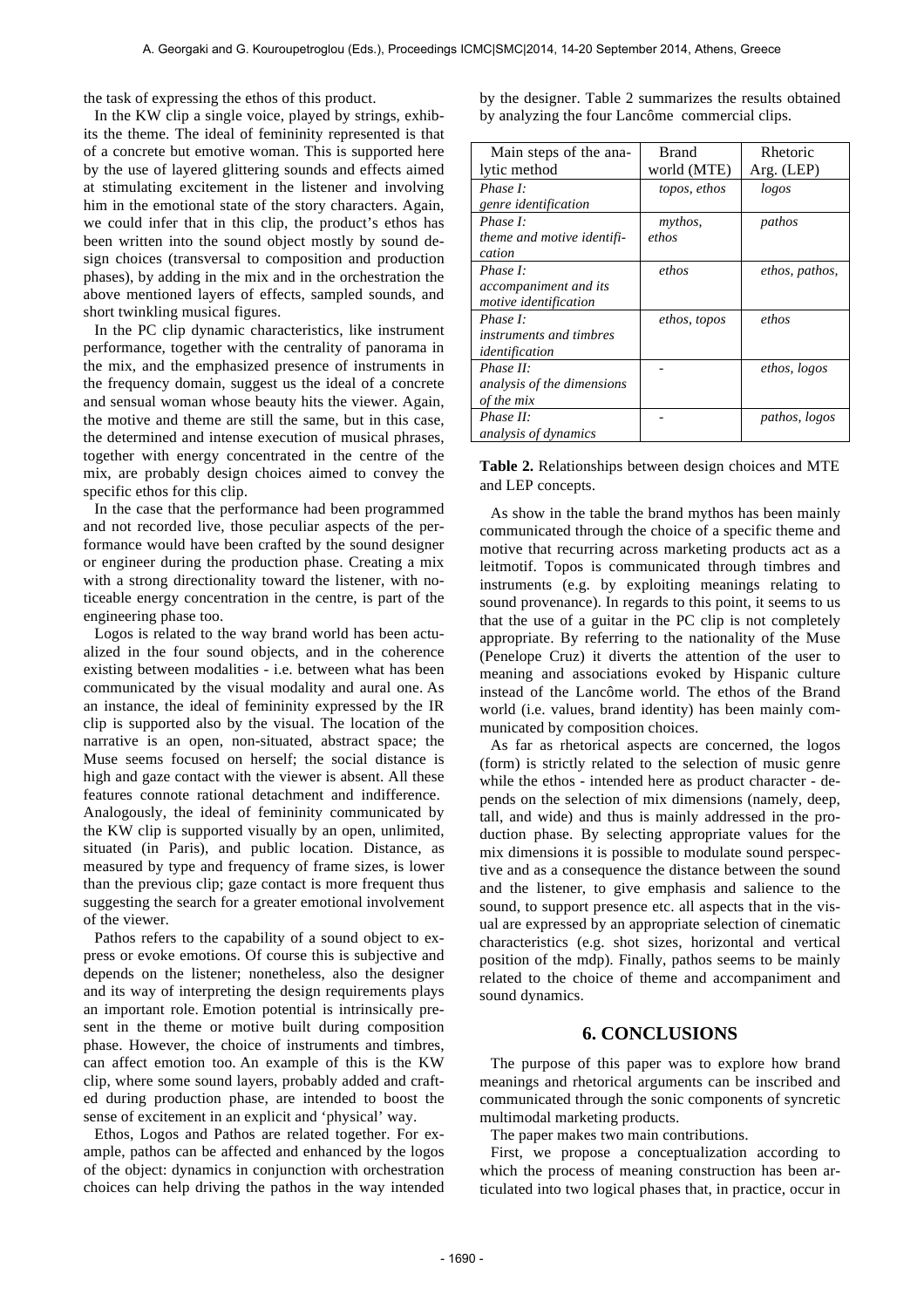the task of expressing the ethos of this product.

In the KW clip a single voice, played by strings, exhibits the theme. The ideal of femininity represented is that of a concrete but emotive woman. This is supported here by the use of layered glittering sounds and effects aimed at stimulating excitement in the listener and involving him in the emotional state of the story characters. Again, we could infer that in this clip, the product's ethos has been written into the sound object mostly by sound design choices (transversal to composition and production phases), by adding in the mix and in the orchestration the above mentioned layers of effects, sampled sounds, and short twinkling musical figures.

In the PC clip dynamic characteristics, like instrument performance, together with the centrality of panorama in the mix, and the emphasized presence of instruments in the frequency domain, suggest us the ideal of a concrete and sensual woman whose beauty hits the viewer. Again, the motive and theme are still the same, but in this case, the determined and intense execution of musical phrases, together with energy concentrated in the centre of the mix, are probably design choices aimed to convey the specific ethos for this clip.

In the case that the performance had been programmed and not recorded live, those peculiar aspects of the performance would have been crafted by the sound designer or engineer during the production phase. Creating a mix with a strong directionality toward the listener, with noticeable energy concentration in the centre, is part of the engineering phase too.

Logos is related to the way brand world has been actualized in the four sound objects, and in the coherence existing between modalities - i.e. between what has been communicated by the visual modality and aural one. As an instance, the ideal of femininity expressed by the IR clip is supported also by the visual. The location of the narrative is an open, non-situated, abstract space; the Muse seems focused on herself; the social distance is high and gaze contact with the viewer is absent. All these features connote rational detachment and indifference. Analogously, the ideal of femininity communicated by the KW clip is supported visually by an open, unlimited, situated (in Paris), and public location. Distance, as measured by type and frequency of frame sizes, is lower than the previous clip; gaze contact is more frequent thus suggesting the search for a greater emotional involvement of the viewer.

Pathos refers to the capability of a sound object to express or evoke emotions. Of course this is subjective and depends on the listener; nonetheless, also the designer and its way of interpreting the design requirements plays an important role. Emotion potential is intrinsically present in the theme or motive built during composition phase. However, the choice of instruments and timbres, can affect emotion too. An example of this is the KW clip, where some sound layers, probably added and crafted during production phase, are intended to boost the sense of excitement in an explicit and 'physical' way.

Ethos, Logos and Pathos are related together. For example, pathos can be affected and enhanced by the logos of the object: dynamics in conjunction with orchestration choices can help driving the pathos in the way intended by the designer. Table 2 summarizes the results obtained by analyzing the four Lancôme commercial clips.

| Main steps of the analytic method | Brand world (MTE) | Rhetoric Arg. (LEP) |
|---|---|---|
| *Phase I: genre identification* | *topos, ethos* | *logos* |
| *Phase I: theme and motive identification* | *mythos, ethos* | *pathos* |
| *Phase I: accompaniment and its motive identification* | *ethos* | *ethos, pathos,* |
| *Phase I: instruments and timbres identification* | *ethos, topos* | *ethos* |
| *Phase II: analysis of the dimensions of the mix* | - | *ethos, logos* |
| *Phase II: analysis of dynamics* | - | *pathos, logos* |

**Table 2.** Relationships between design choices and MTE and LEP concepts.

As show in the table the brand mythos has been mainly communicated through the choice of a specific theme and motive that recurring across marketing products act as a leitmotif. Topos is communicated through timbres and instruments (e.g. by exploiting meanings relating to sound provenance). In regards to this point, it seems to us that the use of a guitar in the PC clip is not completely appropriate. By referring to the nationality of the Muse (Penelope Cruz) it diverts the attention of the user to meaning and associations evoked by Hispanic culture instead of the Lancôme world. The ethos of the Brand world (i.e. values, brand identity) has been mainly communicated by composition choices.

As far as rhetorical aspects are concerned, the logos (form) is strictly related to the selection of music genre while the ethos - intended here as product character - depends on the selection of mix dimensions (namely, deep, tall, and wide) and thus is mainly addressed in the production phase. By selecting appropriate values for the mix dimensions it is possible to modulate sound perspective and as a consequence the distance between the sound and the listener, to give emphasis and salience to the sound, to support presence etc. all aspects that in the visual are expressed by an appropriate selection of cinematic characteristics (e.g. shot sizes, horizontal and vertical position of the mdp). Finally, pathos seems to be mainly related to the choice of theme and accompaniment and sound dynamics.

## 6. CONCLUSIONS

The purpose of this paper was to explore how brand meanings and rhetorical arguments can be inscribed and communicated through the sonic components of syncretic multimodal marketing products.

The paper makes two main contributions.

First, we propose a conceptualization according to which the process of meaning construction has been articulated into two logical phases that, in practice, occur in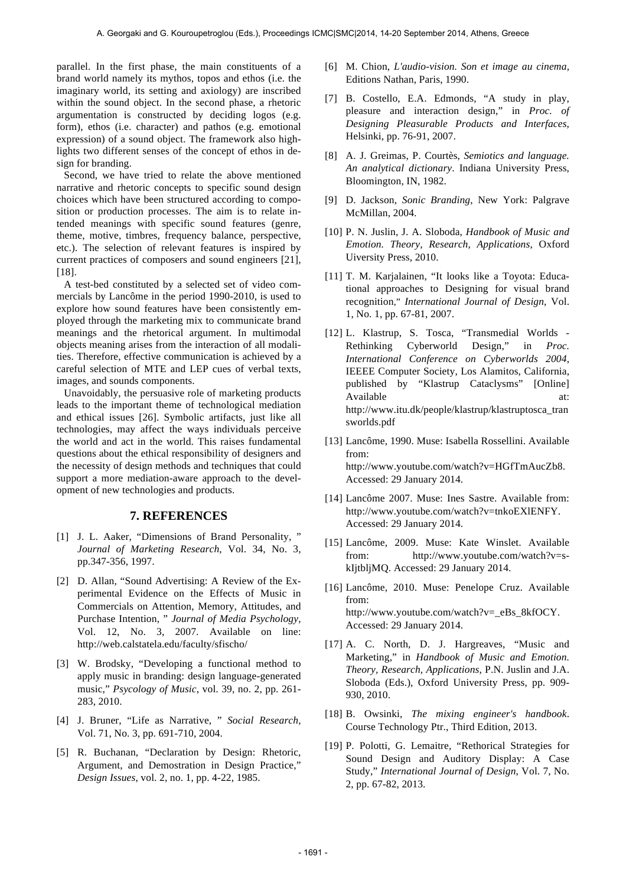parallel. In the first phase, the main constituents of a brand world namely its mythos, topos and ethos (i.e. the imaginary world, its setting and axiology) are inscribed within the sound object. In the second phase, a rhetoric argumentation is constructed by deciding logos (e.g. form), ethos (i.e. character) and pathos (e.g. emotional expression) of a sound object. The framework also highlights two different senses of the concept of ethos in design for branding.

Second, we have tried to relate the above mentioned narrative and rhetoric concepts to specific sound design choices which have been structured according to composition or production processes. The aim is to relate intended meanings with specific sound features (genre, theme, motive, timbres, frequency balance, perspective, etc.). The selection of relevant features is inspired by current practices of composers and sound engineers [21], [18].

A test-bed constituted by a selected set of video commercials by Lancôme in the period 1990-2010, is used to explore how sound features have been consistently employed through the marketing mix to communicate brand meanings and the rhetorical argument. In multimodal objects meaning arises from the interaction of all modalities. Therefore, effective communication is achieved by a careful selection of MTE and LEP cues of verbal texts, images, and sounds components.

Unavoidably, the persuasive role of marketing products leads to the important theme of technological mediation and ethical issues [26]. Symbolic artifacts, just like all technologies, may affect the ways individuals perceive the world and act in the world. This raises fundamental questions about the ethical responsibility of designers and the necessity of design methods and techniques that could support a more mediation-aware approach to the development of new technologies and products.

## 7. REFERENCES

[1] J. L. Aaker, "Dimensions of Brand Personality, " *Journal of Marketing Research*, Vol. 34, No. 3, pp.347-356, 1997.

[2] D. Allan, "Sound Advertising: A Review of the Experimental Evidence on the Effects of Music in Commercials on Attention, Memory, Attitudes, and Purchase Intention, " *Journal of Media Psychology*, Vol. 12, No. 3, 2007. Available on line: http://web.calstatela.edu/faculty/sfischo/

[3] W. Brodsky, "Developing a functional method to apply music in branding: design language-generated music," *Psycology of Music*, vol. 39, no. 2, pp. 261-283, 2010.

[4] J. Bruner, "Life as Narrative, " *Social Research*, Vol. 71, No. 3, pp. 691-710, 2004.

[5] R. Buchanan, "Declaration by Design: Rhetoric, Argument, and Demostration in Design Practice," *Design Issues*, vol. 2, no. 1, pp. 4-22, 1985.

[6] M. Chion, *L'audio-vision. Son et image au cinema*, Editions Nathan, Paris, 1990.

[7] B. Costello, E.A. Edmonds, "A study in play, pleasure and interaction design," in *Proc. of Designing Pleasurable Products and Interfaces*, Helsinki, pp. 76-91, 2007.

[8] A. J. Greimas, P. Courtès, *Semiotics and language. An analytical dictionary*. Indiana University Press, Bloomington, IN, 1982.

[9] D. Jackson, *Sonic Branding*, New York: Palgrave McMillan, 2004.

[10] P. N. Juslin, J. A. Sloboda, *Handbook of Music and Emotion. Theory, Research, Applications*, Oxford Uiversity Press, 2010.

[11] T. M. Karjalainen, "It looks like a Toyota: Educational approaches to Designing for visual brand recognition," *International Journal of Design*, Vol. 1, No. 1, pp. 67-81, 2007.

[12] L. Klastrup, S. Tosca, "Transmedial Worlds - Rethinking Cyberworld Design," in *Proc. International Conference on Cyberworlds 2004*, IEEEE Computer Society, Los Alamitos, California, published by "Klastrup Cataclysms" [Online] Available at: http://www.itu.dk/people/klastrup/klastruptosca_transworlds.pdf

[13] Lancôme, 1990. Muse: Isabella Rossellini. Available from: http://www.youtube.com/watch?v=HGfTmAucZb8. Accessed: 29 January 2014.

[14] Lancôme 2007. Muse: Ines Sastre. Available from: http://www.youtube.com/watch?v=tnkoEXlENFY. Accessed: 29 January 2014.

[15] Lancôme, 2009. Muse: Kate Winslet. Available from: http://www.youtube.com/watch?v=s-kIjtbljMQ. Accessed: 29 January 2014.

[16] Lancôme, 2010. Muse: Penelope Cruz. Available from: http://www.youtube.com/watch?v=_eBs_8kfOCY. Accessed: 29 January 2014.

[17] A. C. North, D. J. Hargreaves, "Music and Marketing," in *Handbook of Music and Emotion. Theory, Research, Applications*, P.N. Juslin and J.A. Sloboda (Eds.), Oxford University Press, pp. 909-930, 2010.

[18] B. Owsinki, *The mixing engineer's handbook*. Course Technology Ptr., Third Edition, 2013.

[19] P. Polotti, G. Lemaitre, "Rethorical Strategies for Sound Design and Auditory Display: A Case Study," *International Journal of Design*, Vol. 7, No. 2, pp. 67-82, 2013.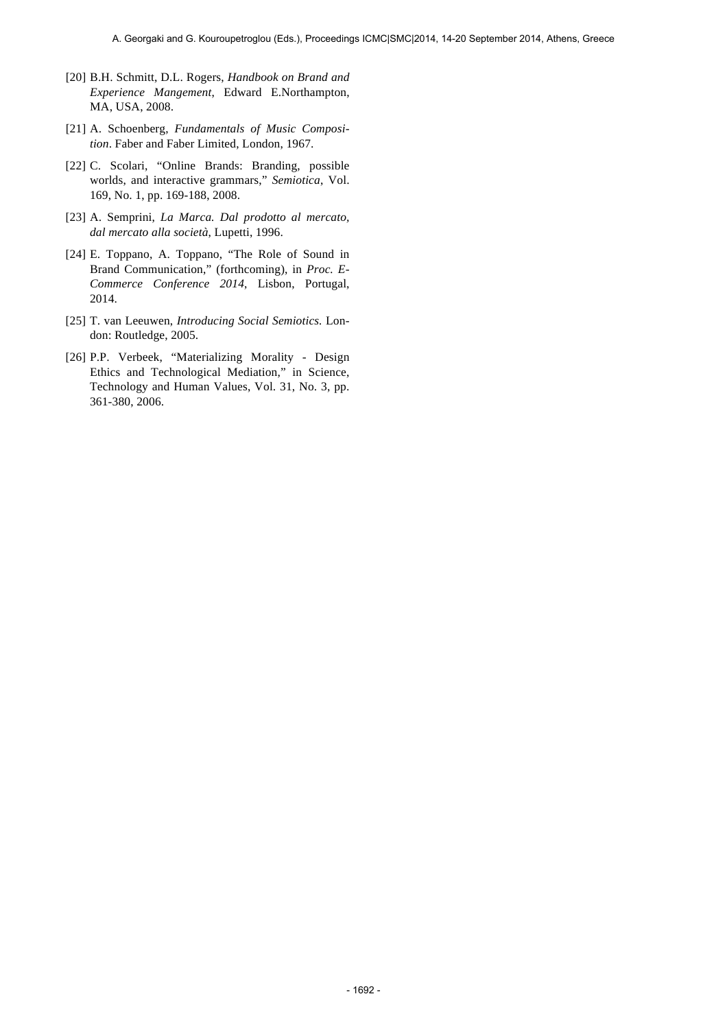[20] B.H. Schmitt, D.L. Rogers, *Handbook on Brand and Experience Mangement*, Edward E.Northampton, MA, USA, 2008.

[21] A. Schoenberg, *Fundamentals of Music Composition*. Faber and Faber Limited, London, 1967.

[22] C. Scolari, "Online Brands: Branding, possible worlds, and interactive grammars," *Semiotica*, Vol. 169, No. 1, pp. 169-188, 2008.

[23] A. Semprini, *La Marca. Dal prodotto al mercato, dal mercato alla società*, Lupetti, 1996.

[24] E. Toppano, A. Toppano, "The Role of Sound in Brand Communication," (forthcoming), in *Proc. E-Commerce Conference 2014*, Lisbon, Portugal, 2014.

[25] T. van Leeuwen, *Introducing Social Semiotics.* London: Routledge, 2005.

[26] P.P. Verbeek, "Materializing Morality - Design Ethics and Technological Mediation," in Science, Technology and Human Values, Vol. 31, No. 3, pp. 361-380, 2006.